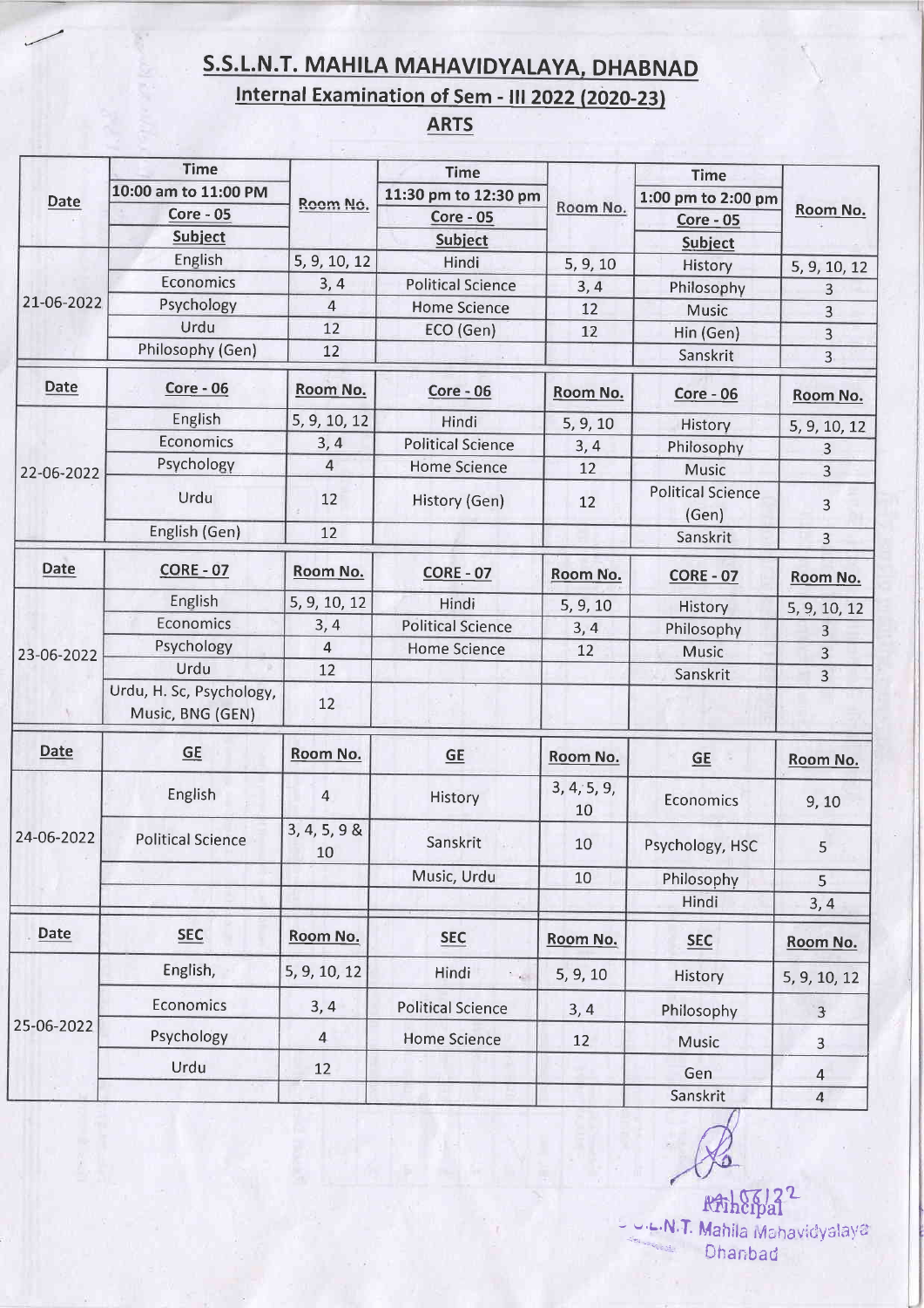# S.S.L.N.T. MAHILA MAHAVIDYALAYA, DHABNAD

## Internal Examination of Sem - III 2022 (2020-23)

### ARTS

| Date | Time 10:00 am to 11:00 PM Core - 05 Subject | Room No. | Time 11:30 pm to 12:30 pm Core - 05 Subject | Room No. | Time 1:00 pm to 2:00 pm Core - 05 Subject | Room No. |
|---|---|---|---|---|---|---|
| 21-06-2022 | English | 5, 9, 10, 12 | Hindi | 5, 9, 10 | History | 5, 9, 10, 12 |
| | Economics | 3, 4 | Political Science | 3, 4 | Philosophy | 3 |
| | Psychology | 4 | Home Science | 12 | Music | 3 |
| | Urdu | 12 | ECO (Gen) | 12 | Hin (Gen) | 3 |
| | Philosophy (Gen) | 12 | | | Sanskrit | 3 |
| **Date** | **Core - 06** | **Room No.** | **Core - 06** | **Room No.** | **Core - 06** | **Room No.** |
| 22-06-2022 | English | 5, 9, 10, 12 | Hindi | 5, 9, 10 | History | 5, 9, 10, 12 |
| | Economics | 3, 4 | Political Science | 3, 4 | Philosophy | 3 |
| | Psychology | 4 | Home Science | 12 | Music | 3 |
| | Urdu | 12 | History (Gen) | 12 | Political Science (Gen) | 3 |
| | English (Gen) | 12 | | | Sanskrit | 3 |
| **Date** | **CORE - 07** | **Room No.** | **CORE - 07** | **Room No.** | **CORE - 07** | **Room No.** |
| 23-06-2022 | English | 5, 9, 10, 12 | Hindi | 5, 9, 10 | History | 5, 9, 10, 12 |
| | Economics | 3, 4 | Political Science | 3, 4 | Philosophy | 3 |
| | Psychology | 4 | Home Science | 12 | Music | 3 |
| | Urdu | 12 | | | Sanskrit | 3 |
| | Urdu, H. Sc, Psychology, Music, BNG (GEN) | 12 | | | | |
| **Date** | **GE** | **Room No.** | **GE** | **Room No.** | **GE** | **Room No.** |
| 24-06-2022 | English | 4 | History | 3, 4, 5, 9, 10 | Economics | 9, 10 |
| | Political Science | 3, 4, 5, 9 & 10 | Sanskrit | 10 | Psychology, HSC | 5 |
| | | | Music, Urdu | 10 | Philosophy | 5 |
| | | | | | Hindi | 3, 4 |
| **Date** | **SEC** | **Room No.** | **SEC** | **Room No.** | **SEC** | **Room No.** |
| 25-06-2022 | English, | 5, 9, 10, 12 | Hindi | 5, 9, 10 | History | 5, 9, 10, 12 |
| | Economics | 3, 4 | Political Science | 3, 4 | Philosophy | 3 |
| | Psychology | 4 | Home Science | 12 | Music | 3 |
| | Urdu | 12 | | | Gen | 4 |
| | | | | | Sanskrit | 4 |

Principal
S.S.L.N.T. Mahila Mahavidyalaya
Dhanbad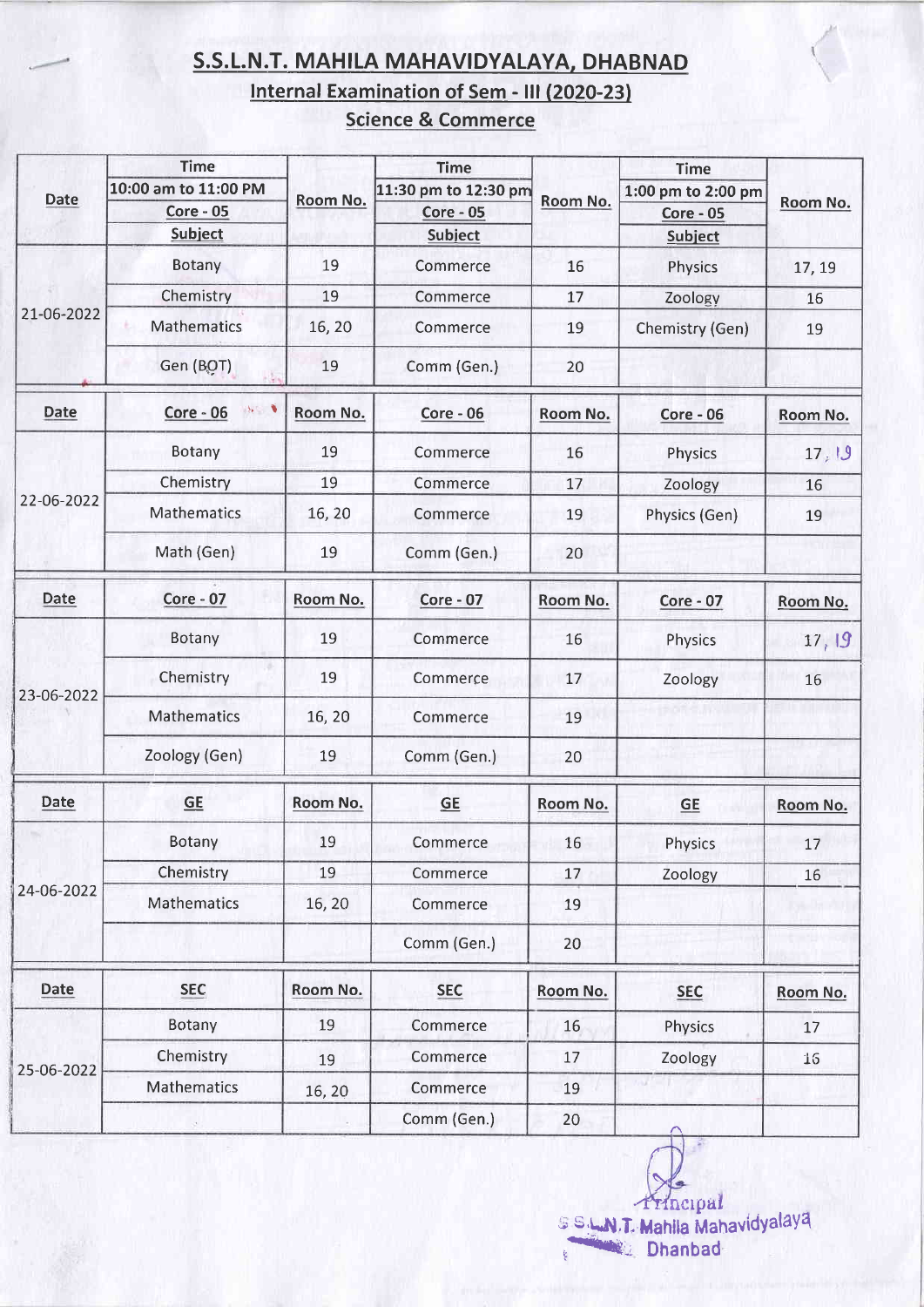# S.S.L.N.T. MAHILA MAHAVIDYALAYA, DHABNAD

## Internal Examination of Sem - III (2020-23)

### Science & Commerce

| Date | Time 10:00 am to 11:00 PM Core - 05 Subject | Room No. | Time 11:30 pm to 12:30 pm Core - 05 Subject | Room No. | Time 1:00 pm to 2:00 pm Core - 05 Subject | Room No. |
|---|---|---|---|---|---|---|
| 21-06-2022 | Botany | 19 | Commerce | 16 | Physics | 17, 19 |
| | Chemistry | 19 | Commerce | 17 | Zoology | 16 |
| | Mathematics | 16, 20 | Commerce | 19 | Chemistry (Gen) | 19 |
| | Gen (BOT) | 19 | Comm (Gen.) | 20 | | |
| **Date** | **Core - 06** | **Room No.** | **Core - 06** | **Room No.** | **Core - 06** | **Room No.** |
| 22-06-2022 | Botany | 19 | Commerce | 16 | Physics | 17, 19 |
| | Chemistry | 19 | Commerce | 17 | Zoology | 16 |
| | Mathematics | 16, 20 | Commerce | 19 | Physics (Gen) | 19 |
| | Math (Gen) | 19 | Comm (Gen.) | 20 | | |
| **Date** | **Core - 07** | **Room No.** | **Core - 07** | **Room No.** | **Core - 07** | **Room No.** |
| 23-06-2022 | Botany | 19 | Commerce | 16 | Physics | 17, 19 |
| | Chemistry | 19 | Commerce | 17 | Zoology | 16 |
| | Mathematics | 16, 20 | Commerce | 19 | | |
| | Zoology (Gen) | 19 | Comm (Gen.) | 20 | | |
| **Date** | **GE** | **Room No.** | **GE** | **Room No.** | **GE** | **Room No.** |
| 24-06-2022 | Botany | 19 | Commerce | 16 | Physics | 17 |
| | Chemistry | 19 | Commerce | 17 | Zoology | 16 |
| | Mathematics | 16, 20 | Commerce | 19 | | |
| | | | Comm (Gen.) | 20 | | |
| **Date** | **SEC** | **Room No.** | **SEC** | **Room No.** | **SEC** | **Room No.** |
| 25-06-2022 | Botany | 19 | Commerce | 16 | Physics | 17 |
| | Chemistry | 19 | Commerce | 17 | Zoology | 16 |
| | Mathematics | 16, 20 | Commerce | 19 | | |
| | | | Comm (Gen.) | 20 | | |

Principal
S.S.L.N.T. Mahila Mahavidyalaya
Dhanbad